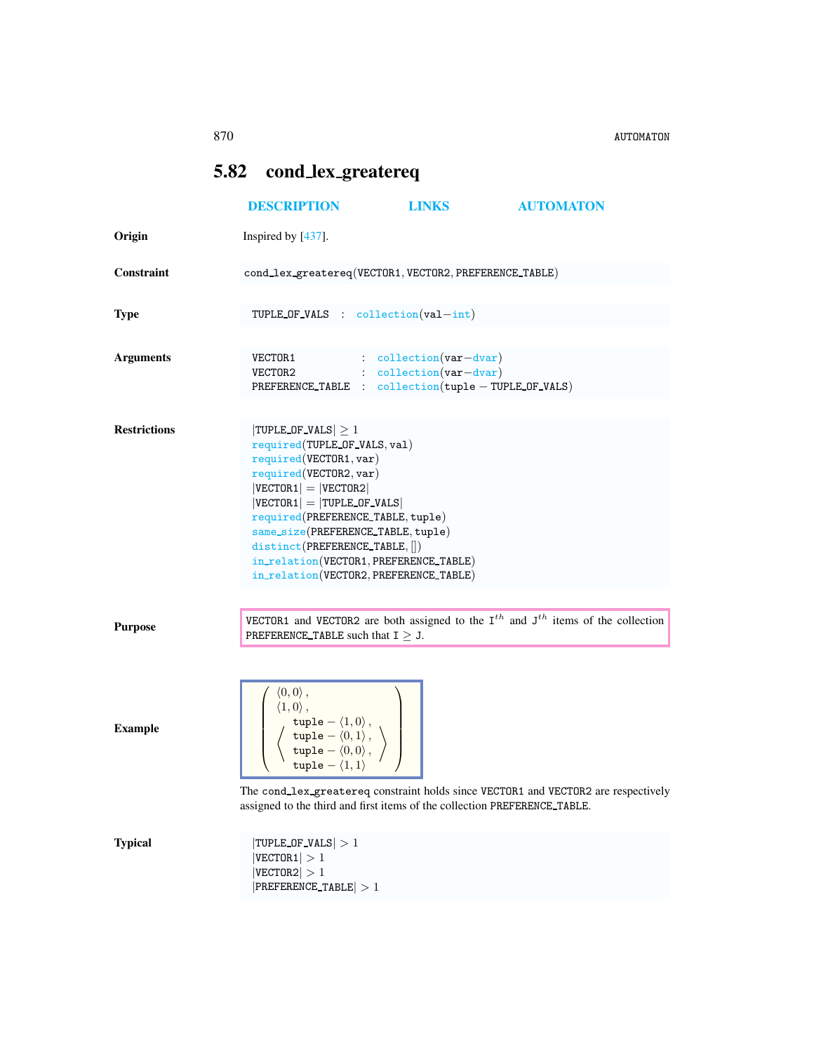## 5.82 cond_lex_greatereq

DESCRIPTION LINKS AUTOMATON

**Origin** Inspired by [437].

**Constraint** cond_lex_greatereq(VECTOR1, VECTOR2, PREFERENCE_TABLE)

**Type**

TUPLE_OF_VALS : collection(val−int)

**Arguments**

VECTOR1 : collection(var−dvar)
VECTOR2 : collection(var−dvar)
PREFERENCE_TABLE : collection(tuple − TUPLE_OF_VALS)

**Restrictions**

|TUPLE_OF_VALS| ≥ 1
required(TUPLE_OF_VALS, val)
required(VECTOR1, var)
required(VECTOR2, var)
|VECTOR1| = |VECTOR2|
|VECTOR1| = |TUPLE_OF_VALS|
required(PREFERENCE_TABLE, tuple)
same_size(PREFERENCE_TABLE, tuple)
distinct(PREFERENCE_TABLE, [])
in_relation(VECTOR1, PREFERENCE_TABLE)
in_relation(VECTOR2, PREFERENCE_TABLE)

**Purpose**

VECTOR1 and VECTOR2 are both assigned to the $I^{th}$ and $J^{th}$ items of the collection PREFERENCE_TABLE such that I ≥ J.

**Example**

$$\left(\begin{array}{l} \langle 0,0\rangle, \\ \langle 1,0\rangle, \\ \left\langle\begin{array}{l} \texttt{tuple} - \langle 1,0\rangle, \\ \texttt{tuple} - \langle 0,1\rangle, \\ \texttt{tuple} - \langle 0,0\rangle, \\ \texttt{tuple} - \langle 1,1\rangle \end{array}\right\rangle \end{array}\right)$$

The cond_lex_greatereq constraint holds since VECTOR1 and VECTOR2 are respectively assigned to the third and first items of the collection PREFERENCE_TABLE.

**Typical**

|TUPLE_OF_VALS| > 1
|VECTOR1| > 1
|VECTOR2| > 1
|PREFERENCE_TABLE| > 1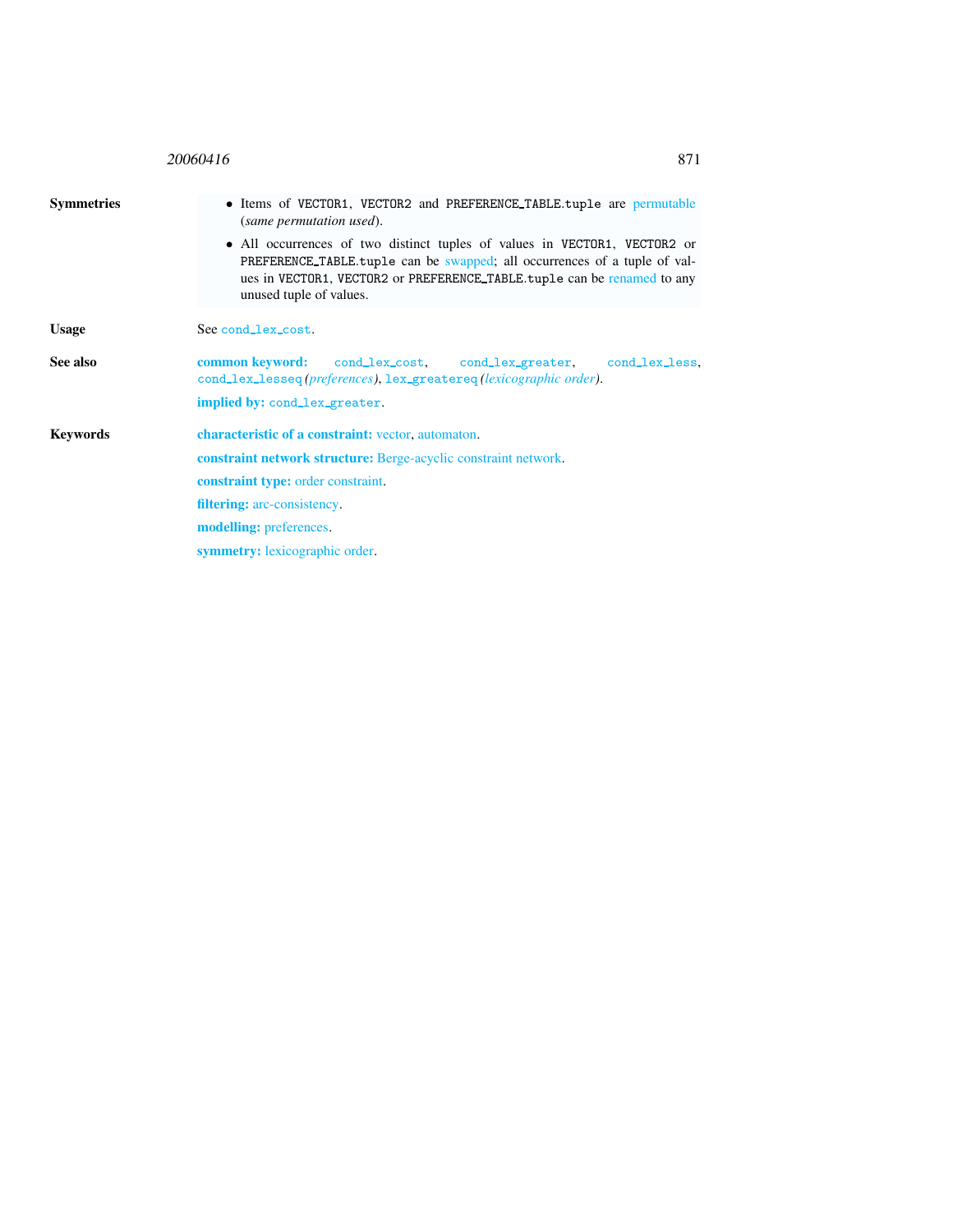**Symmetries**

- Items of VECTOR1, VECTOR2 and PREFERENCE_TABLE.tuple are permutable (*same permutation used*).
- All occurrences of two distinct tuples of values in VECTOR1, VECTOR2 or PREFERENCE_TABLE.tuple can be swapped; all occurrences of a tuple of values in VECTOR1, VECTOR2 or PREFERENCE_TABLE.tuple can be renamed to any unused tuple of values.

**Usage**

See cond_lex_cost.

**See also**

**common keyword:** cond_lex_cost, cond_lex_greater, cond_lex_less, cond_lex_lesseq *(preferences)*, lex_greatereq *(lexicographic order)*.

**implied by:** cond_lex_greater.

**Keywords**

**characteristic of a constraint:** vector, automaton.

**constraint network structure:** Berge-acyclic constraint network.

**constraint type:** order constraint.

**filtering:** arc-consistency.

**modelling:** preferences.

**symmetry:** lexicographic order.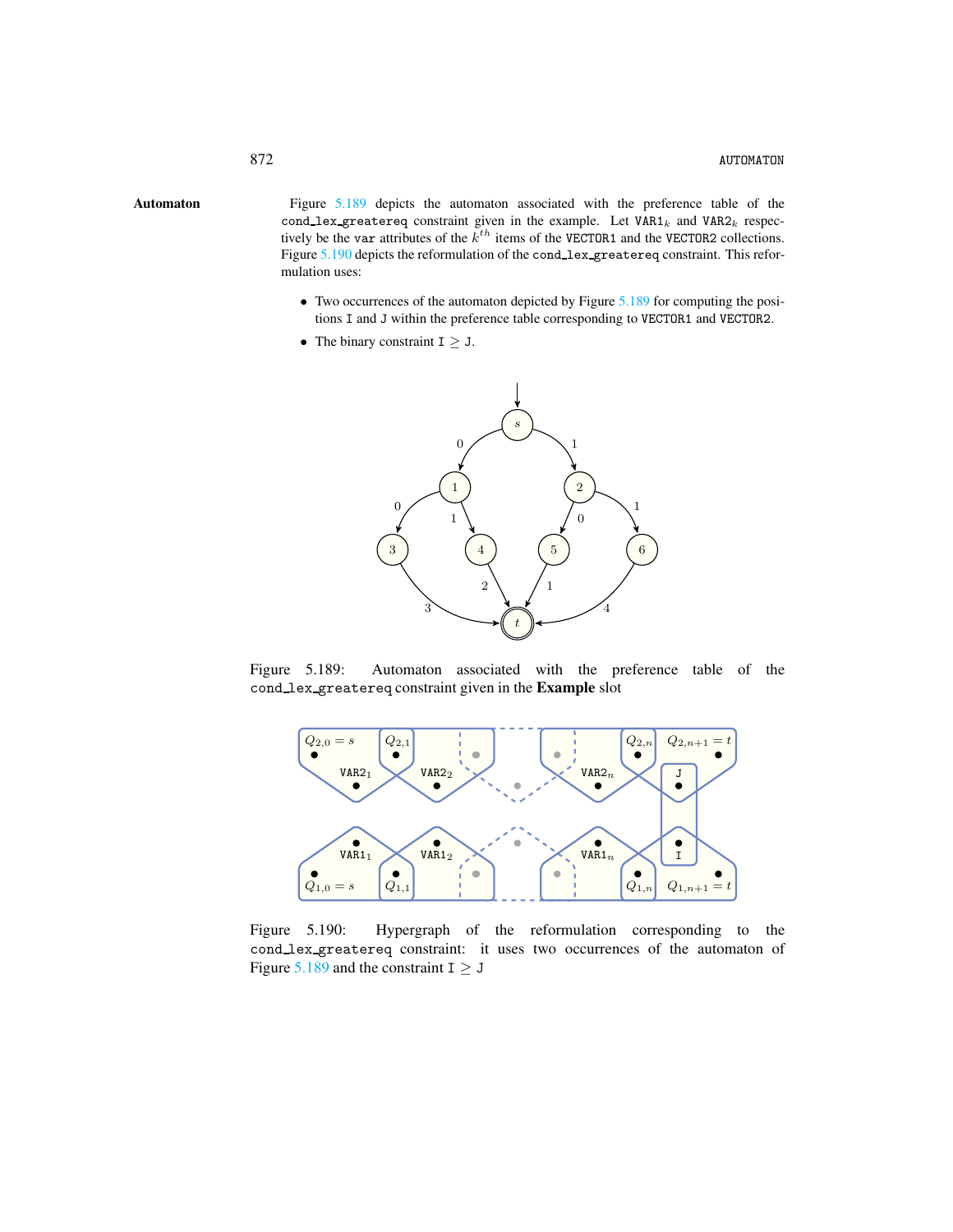**Automaton**

Figure 5.189 depicts the automaton associated with the preference table of the `cond_lex_greatereq` constraint given in the example. Let $\texttt{VAR1}_k$ and $\texttt{VAR2}_k$ respectively be the `var` attributes of the $k^{th}$ items of the `VECTOR1` and the `VECTOR2` collections. Figure 5.190 depicts the reformulation of the `cond_lex_greatereq` constraint. This reformulation uses:

- Two occurrences of the automaton depicted by Figure 5.189 for computing the positions `I` and `J` within the preference table corresponding to `VECTOR1` and `VECTOR2`.
- The binary constraint $\texttt{I} \geq \texttt{J}$.

Figure 5.189: Automaton associated with the preference table of the `cond_lex_greatereq` constraint given in the **Example** slot

Figure 5.190: Hypergraph of the reformulation corresponding to the `cond_lex_greatereq` constraint: it uses two occurrences of the automaton of Figure 5.189 and the constraint $\texttt{I} \geq \texttt{J}$